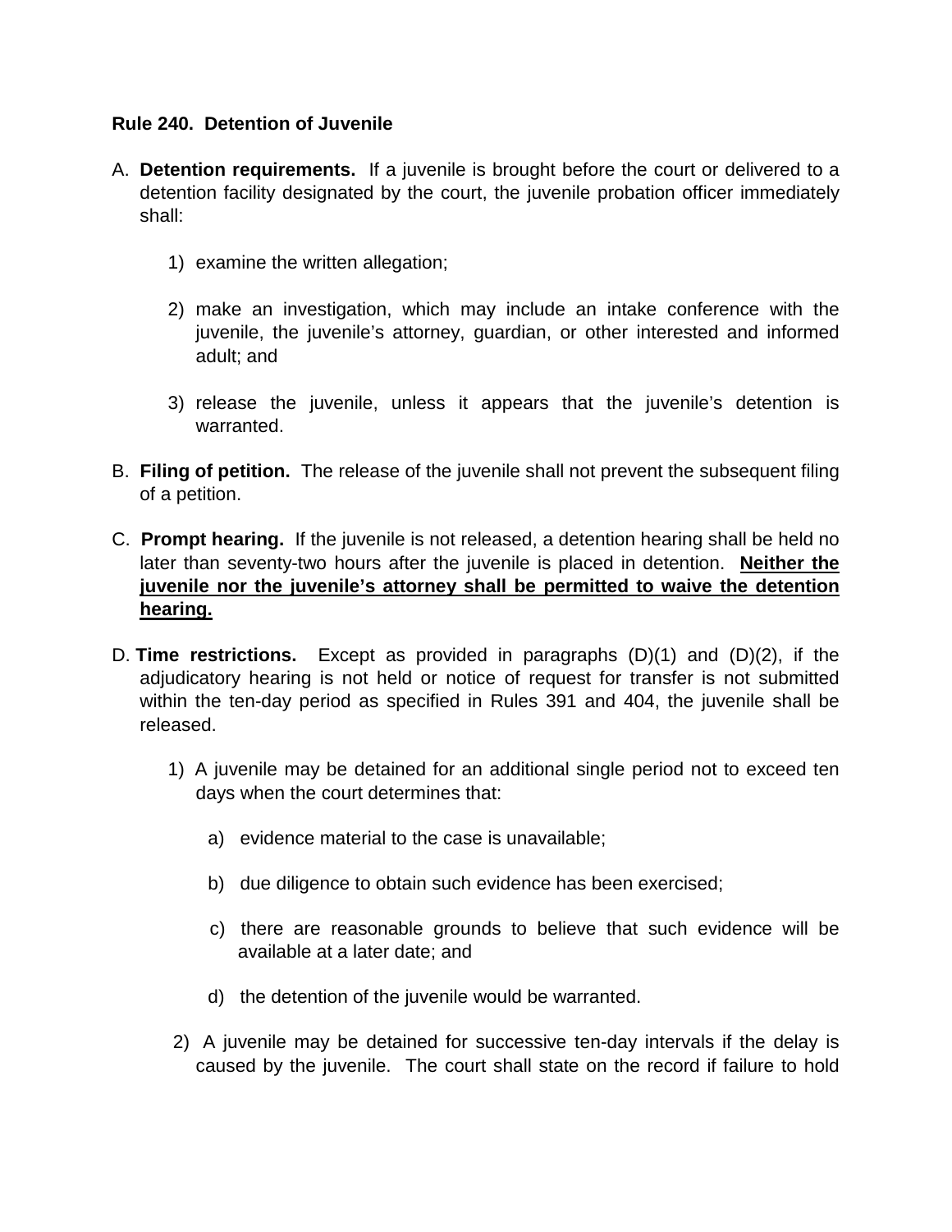**Rule 240. Detention of Juvenile**

A. **Detention requirements.** If a juvenile is brought before the court or delivered to a detention facility designated by the court, the juvenile probation officer immediately shall:

1) examine the written allegation;

2) make an investigation, which may include an intake conference with the juvenile, the juvenile's attorney, guardian, or other interested and informed adult; and

3) release the juvenile, unless it appears that the juvenile's detention is warranted.

B. **Filing of petition.** The release of the juvenile shall not prevent the subsequent filing of a petition.

C. **Prompt hearing.** If the juvenile is not released, a detention hearing shall be held no later than seventy-two hours after the juvenile is placed in detention. <u>**Neither the juvenile nor the juvenile's attorney shall be permitted to waive the detention hearing.**</u>

D. **Time restrictions.** Except as provided in paragraphs (D)(1) and (D)(2), if the adjudicatory hearing is not held or notice of request for transfer is not submitted within the ten-day period as specified in Rules 391 and 404, the juvenile shall be released.

1) A juvenile may be detained for an additional single period not to exceed ten days when the court determines that:

a) evidence material to the case is unavailable;

b) due diligence to obtain such evidence has been exercised;

c) there are reasonable grounds to believe that such evidence will be available at a later date; and

d) the detention of the juvenile would be warranted.

2) A juvenile may be detained for successive ten-day intervals if the delay is caused by the juvenile. The court shall state on the record if failure to hold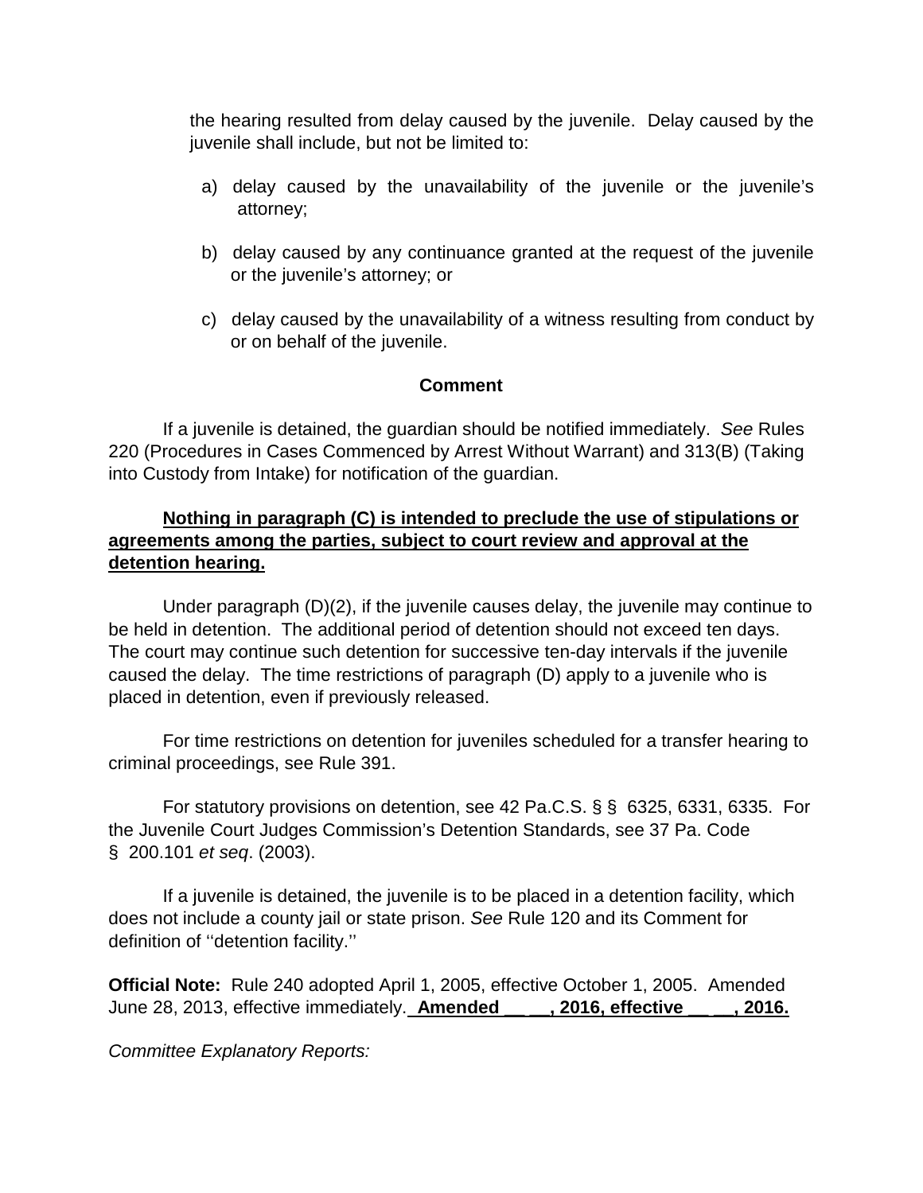the hearing resulted from delay caused by the juvenile. Delay caused by the juvenile shall include, but not be limited to:

a) delay caused by the unavailability of the juvenile or the juvenile's attorney;

b) delay caused by any continuance granted at the request of the juvenile or the juvenile's attorney; or

c) delay caused by the unavailability of a witness resulting from conduct by or on behalf of the juvenile.

**Comment**

If a juvenile is detained, the guardian should be notified immediately. *See* Rules 220 (Procedures in Cases Commenced by Arrest Without Warrant) and 313(B) (Taking into Custody from Intake) for notification of the guardian.

**<u>Nothing in paragraph (C) is intended to preclude the use of stipulations or agreements among the parties, subject to court review and approval at the detention hearing.</u>**

Under paragraph (D)(2), if the juvenile causes delay, the juvenile may continue to be held in detention. The additional period of detention should not exceed ten days. The court may continue such detention for successive ten-day intervals if the juvenile caused the delay. The time restrictions of paragraph (D) apply to a juvenile who is placed in detention, even if previously released.

For time restrictions on detention for juveniles scheduled for a transfer hearing to criminal proceedings, see Rule 391.

For statutory provisions on detention, see 42 Pa.C.S. §§ 6325, 6331, 6335. For the Juvenile Court Judges Commission's Detention Standards, see 37 Pa. Code § 200.101 *et seq*. (2003).

If a juvenile is detained, the juvenile is to be placed in a detention facility, which does not include a county jail or state prison. *See* Rule 120 and its Comment for definition of ''detention facility.''

**Official Note:** Rule 240 adopted April 1, 2005, effective October 1, 2005. Amended June 28, 2013, effective immediately. **<u>Amended __ __, 2016, effective __ __, 2016.</u>**

*Committee Explanatory Reports:*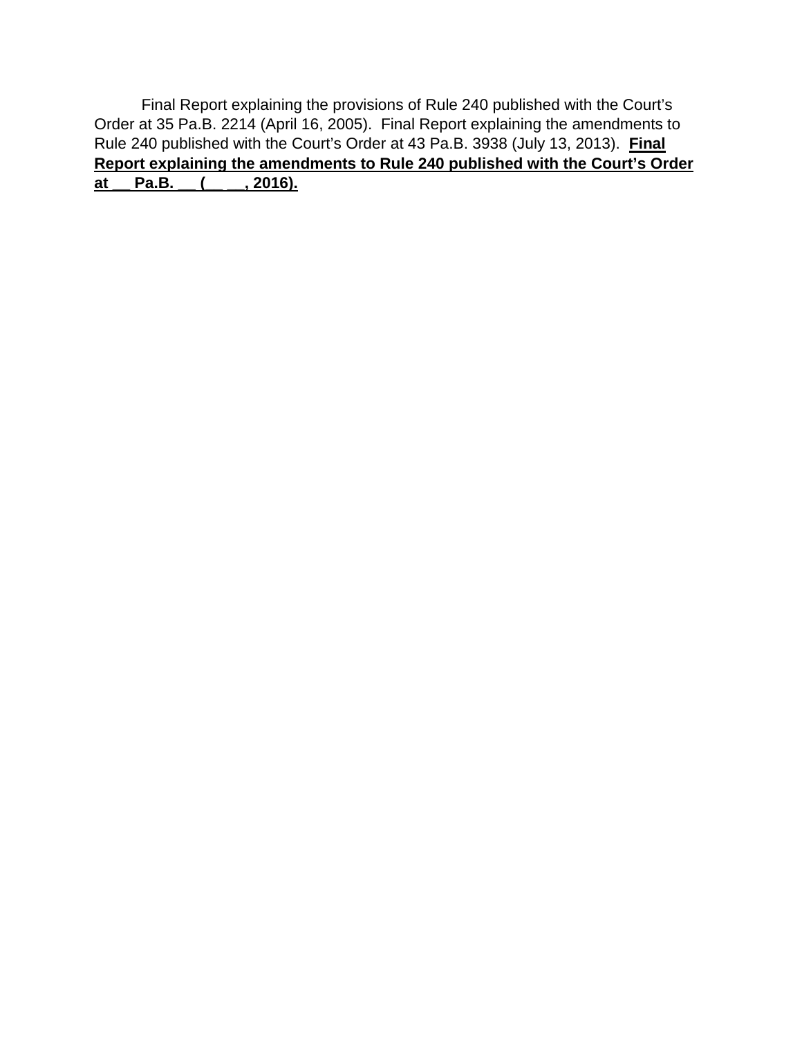Final Report explaining the provisions of Rule 240 published with the Court's Order at 35 Pa.B. 2214 (April 16, 2005). Final Report explaining the amendments to Rule 240 published with the Court's Order at 43 Pa.B. 3938 (July 13, 2013). **<u>Final Report explaining the amendments to Rule 240 published with the Court's Order at __ Pa.B. __ (__ __, 2016).</u>**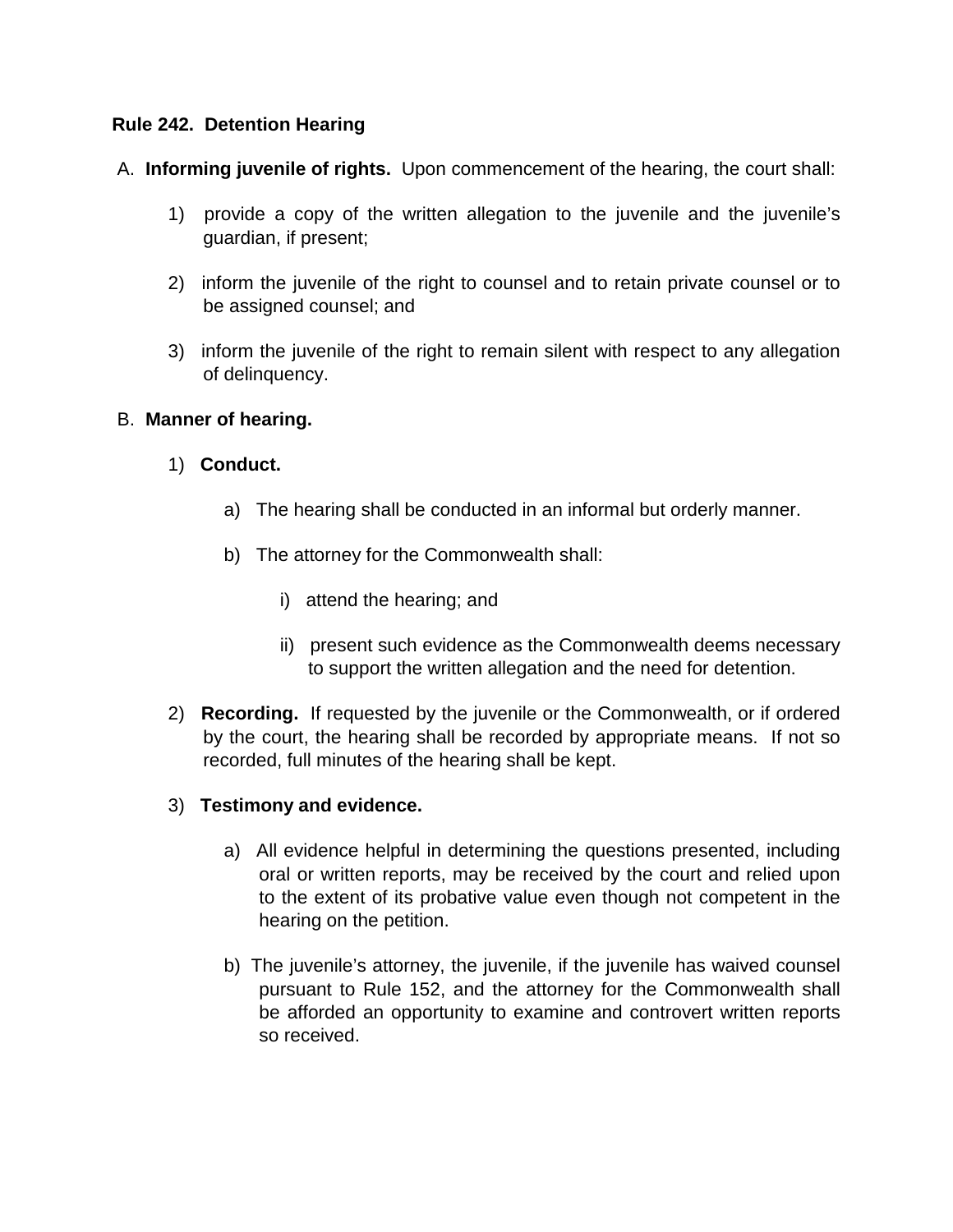**Rule 242. Detention Hearing**

A. **Informing juvenile of rights.** Upon commencement of the hearing, the court shall:

1) provide a copy of the written allegation to the juvenile and the juvenile's guardian, if present;

2) inform the juvenile of the right to counsel and to retain private counsel or to be assigned counsel; and

3) inform the juvenile of the right to remain silent with respect to any allegation of delinquency.

B. **Manner of hearing.**

1) **Conduct.**

a) The hearing shall be conducted in an informal but orderly manner.

b) The attorney for the Commonwealth shall:

i) attend the hearing; and

ii) present such evidence as the Commonwealth deems necessary to support the written allegation and the need for detention.

2) **Recording.** If requested by the juvenile or the Commonwealth, or if ordered by the court, the hearing shall be recorded by appropriate means. If not so recorded, full minutes of the hearing shall be kept.

3) **Testimony and evidence.**

a) All evidence helpful in determining the questions presented, including oral or written reports, may be received by the court and relied upon to the extent of its probative value even though not competent in the hearing on the petition.

b) The juvenile's attorney, the juvenile, if the juvenile has waived counsel pursuant to Rule 152, and the attorney for the Commonwealth shall be afforded an opportunity to examine and controvert written reports so received.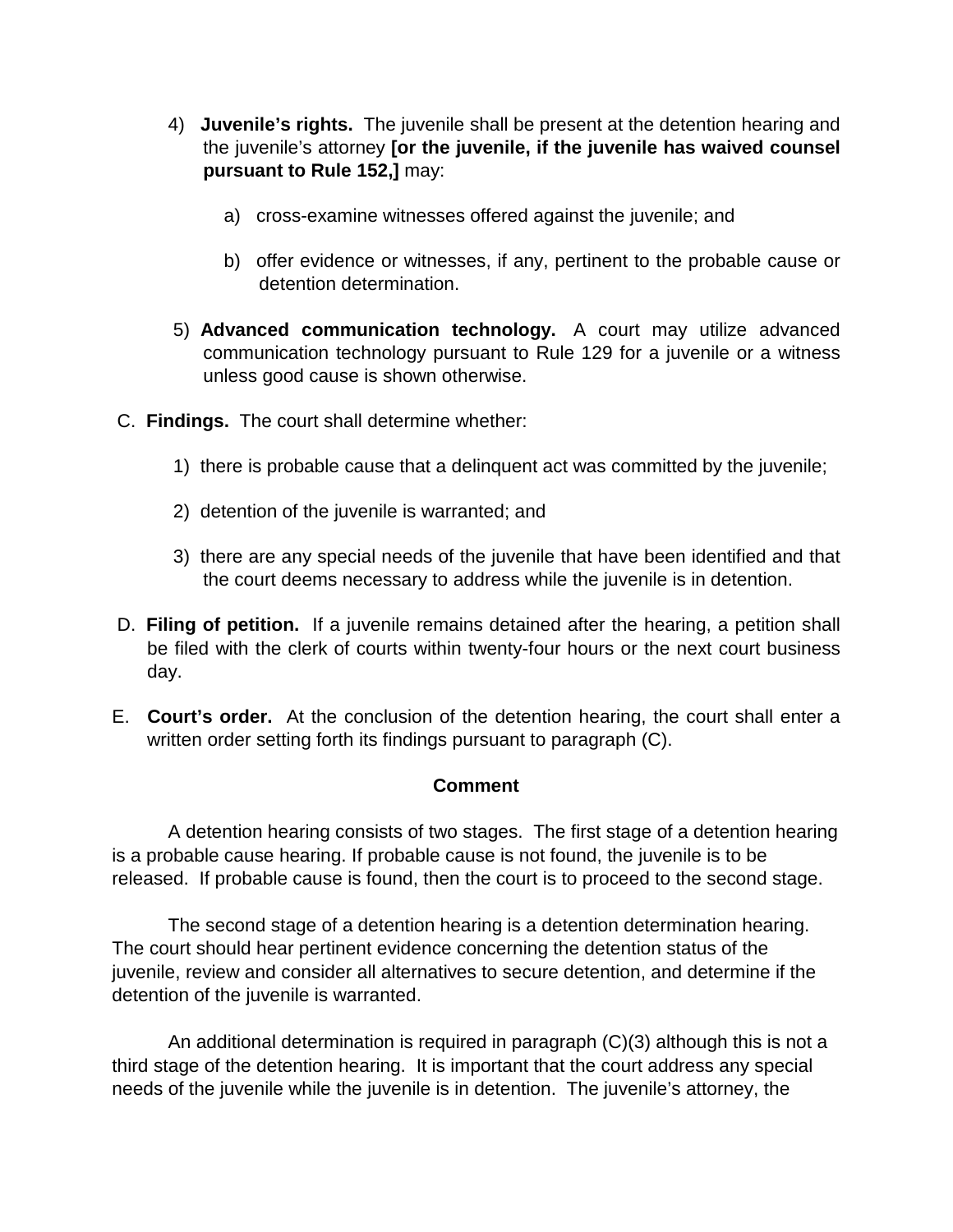4) **Juvenile's rights.** The juvenile shall be present at the detention hearing and the juvenile's attorney **[or the juvenile, if the juvenile has waived counsel pursuant to Rule 152,]** may:

   a) cross-examine witnesses offered against the juvenile; and

   b) offer evidence or witnesses, if any, pertinent to the probable cause or detention determination.

5) **Advanced communication technology.** A court may utilize advanced communication technology pursuant to Rule 129 for a juvenile or a witness unless good cause is shown otherwise.

C. **Findings.** The court shall determine whether:

   1) there is probable cause that a delinquent act was committed by the juvenile;

   2) detention of the juvenile is warranted; and

   3) there are any special needs of the juvenile that have been identified and that the court deems necessary to address while the juvenile is in detention.

D. **Filing of petition.** If a juvenile remains detained after the hearing, a petition shall be filed with the clerk of courts within twenty-four hours or the next court business day.

E. **Court's order.** At the conclusion of the detention hearing, the court shall enter a written order setting forth its findings pursuant to paragraph (C).

**Comment**

A detention hearing consists of two stages. The first stage of a detention hearing is a probable cause hearing. If probable cause is not found, the juvenile is to be released. If probable cause is found, then the court is to proceed to the second stage.

The second stage of a detention hearing is a detention determination hearing. The court should hear pertinent evidence concerning the detention status of the juvenile, review and consider all alternatives to secure detention, and determine if the detention of the juvenile is warranted.

An additional determination is required in paragraph (C)(3) although this is not a third stage of the detention hearing. It is important that the court address any special needs of the juvenile while the juvenile is in detention. The juvenile's attorney, the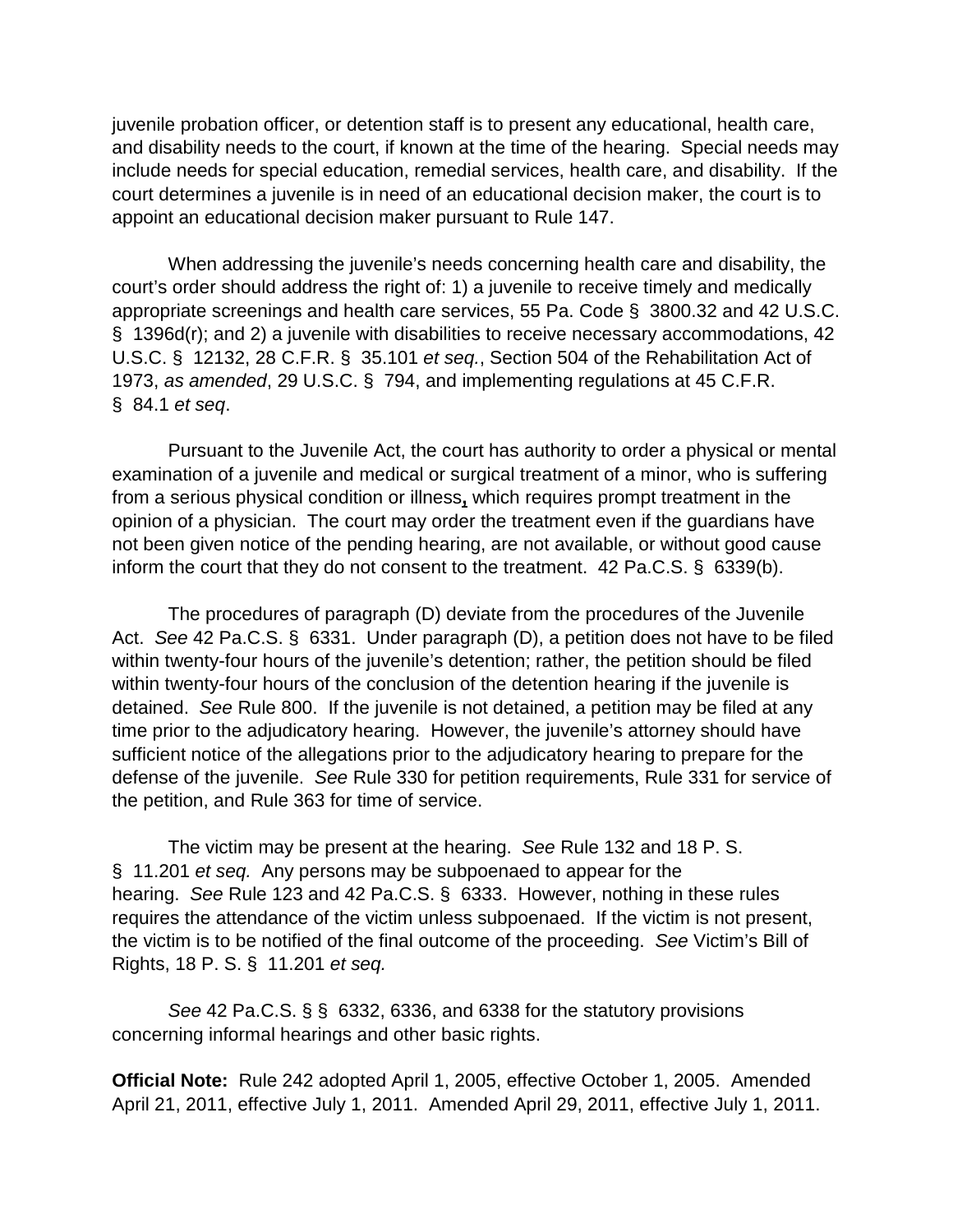juvenile probation officer, or detention staff is to present any educational, health care, and disability needs to the court, if known at the time of the hearing. Special needs may include needs for special education, remedial services, health care, and disability. If the court determines a juvenile is in need of an educational decision maker, the court is to appoint an educational decision maker pursuant to Rule 147.

When addressing the juvenile's needs concerning health care and disability, the court's order should address the right of: 1) a juvenile to receive timely and medically appropriate screenings and health care services, 55 Pa. Code § 3800.32 and 42 U.S.C. § 1396d(r); and 2) a juvenile with disabilities to receive necessary accommodations, 42 U.S.C. § 12132, 28 C.F.R. § 35.101 *et seq.*, Section 504 of the Rehabilitation Act of 1973, *as amended*, 29 U.S.C. § 794, and implementing regulations at 45 C.F.R. § 84.1 *et seq*.

Pursuant to the Juvenile Act, the court has authority to order a physical or mental examination of a juvenile and medical or surgical treatment of a minor, who is suffering from a serious physical condition or illness**,** which requires prompt treatment in the opinion of a physician. The court may order the treatment even if the guardians have not been given notice of the pending hearing, are not available, or without good cause inform the court that they do not consent to the treatment. 42 Pa.C.S. § 6339(b).

The procedures of paragraph (D) deviate from the procedures of the Juvenile Act. *See* 42 Pa.C.S. § 6331. Under paragraph (D), a petition does not have to be filed within twenty-four hours of the juvenile's detention; rather, the petition should be filed within twenty-four hours of the conclusion of the detention hearing if the juvenile is detained. *See* Rule 800. If the juvenile is not detained, a petition may be filed at any time prior to the adjudicatory hearing. However, the juvenile's attorney should have sufficient notice of the allegations prior to the adjudicatory hearing to prepare for the defense of the juvenile. *See* Rule 330 for petition requirements, Rule 331 for service of the petition, and Rule 363 for time of service.

The victim may be present at the hearing. *See* Rule 132 and 18 P. S. § 11.201 *et seq.* Any persons may be subpoenaed to appear for the hearing. *See* Rule 123 and 42 Pa.C.S. § 6333. However, nothing in these rules requires the attendance of the victim unless subpoenaed. If the victim is not present, the victim is to be notified of the final outcome of the proceeding. *See* Victim's Bill of Rights, 18 P. S. § 11.201 *et seq.*

*See* 42 Pa.C.S. §§ 6332, 6336, and 6338 for the statutory provisions concerning informal hearings and other basic rights.

**Official Note:** Rule 242 adopted April 1, 2005, effective October 1, 2005. Amended April 21, 2011, effective July 1, 2011. Amended April 29, 2011, effective July 1, 2011.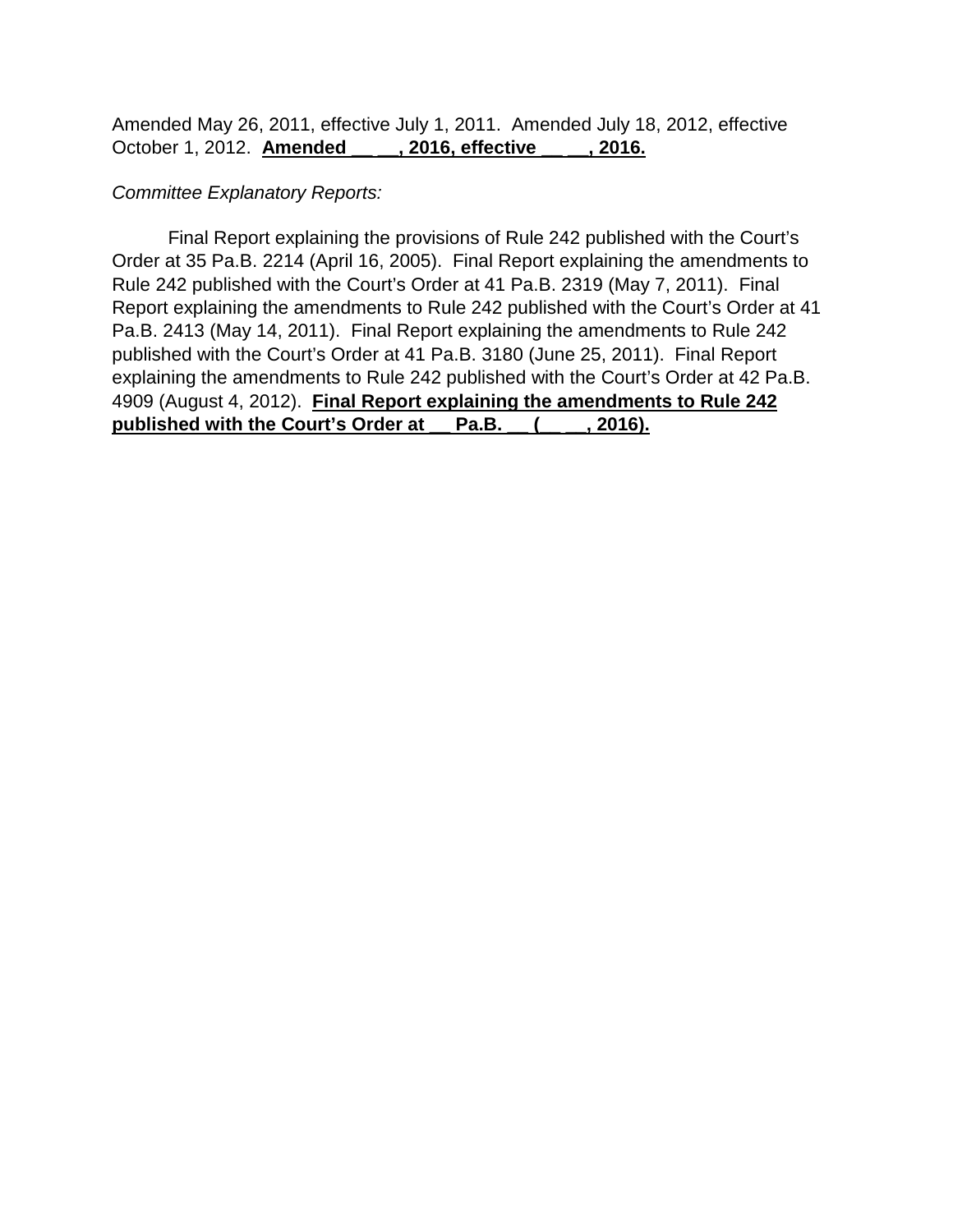Amended May 26, 2011, effective July 1, 2011. Amended July 18, 2012, effective October 1, 2012. **<u>Amended __ __, 2016, effective __ __, 2016.</u>**

*Committee Explanatory Reports:*

Final Report explaining the provisions of Rule 242 published with the Court's Order at 35 Pa.B. 2214 (April 16, 2005). Final Report explaining the amendments to Rule 242 published with the Court's Order at 41 Pa.B. 2319 (May 7, 2011). Final Report explaining the amendments to Rule 242 published with the Court's Order at 41 Pa.B. 2413 (May 14, 2011). Final Report explaining the amendments to Rule 242 published with the Court's Order at 41 Pa.B. 3180 (June 25, 2011). Final Report explaining the amendments to Rule 242 published with the Court's Order at 42 Pa.B. 4909 (August 4, 2012). **<u>Final Report explaining the amendments to Rule 242 published with the Court's Order at __ Pa.B. __ (__ __, 2016).</u>**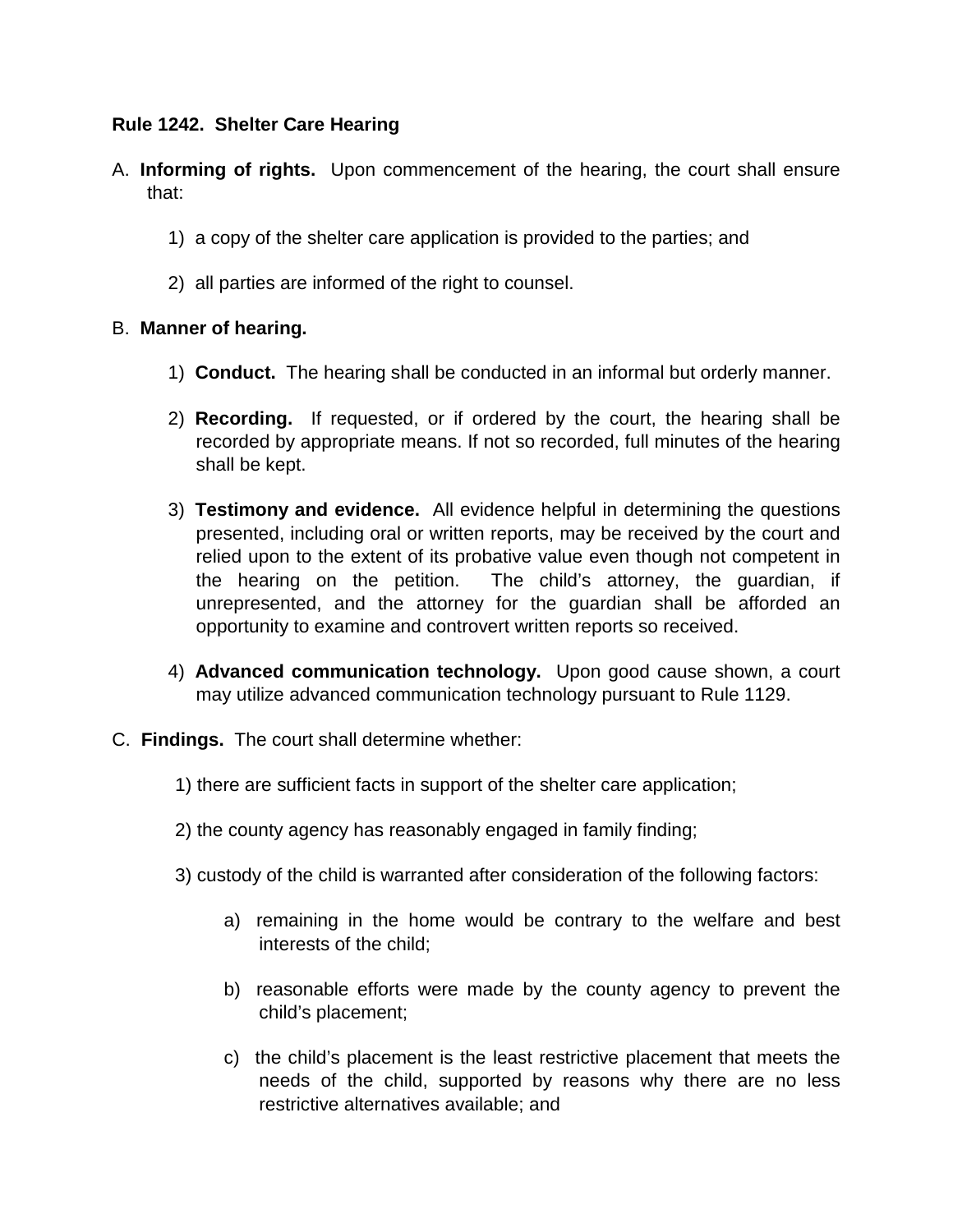**Rule 1242. Shelter Care Hearing**

A. **Informing of rights.** Upon commencement of the hearing, the court shall ensure that:

1) a copy of the shelter care application is provided to the parties; and

2) all parties are informed of the right to counsel.

B. **Manner of hearing.**

1) **Conduct.** The hearing shall be conducted in an informal but orderly manner.

2) **Recording.** If requested, or if ordered by the court, the hearing shall be recorded by appropriate means. If not so recorded, full minutes of the hearing shall be kept.

3) **Testimony and evidence.** All evidence helpful in determining the questions presented, including oral or written reports, may be received by the court and relied upon to the extent of its probative value even though not competent in the hearing on the petition. The child's attorney, the guardian, if unrepresented, and the attorney for the guardian shall be afforded an opportunity to examine and controvert written reports so received.

4) **Advanced communication technology.** Upon good cause shown, a court may utilize advanced communication technology pursuant to Rule 1129.

C. **Findings.** The court shall determine whether:

1) there are sufficient facts in support of the shelter care application;

2) the county agency has reasonably engaged in family finding;

3) custody of the child is warranted after consideration of the following factors:

a) remaining in the home would be contrary to the welfare and best interests of the child;

b) reasonable efforts were made by the county agency to prevent the child's placement;

c) the child's placement is the least restrictive placement that meets the needs of the child, supported by reasons why there are no less restrictive alternatives available; and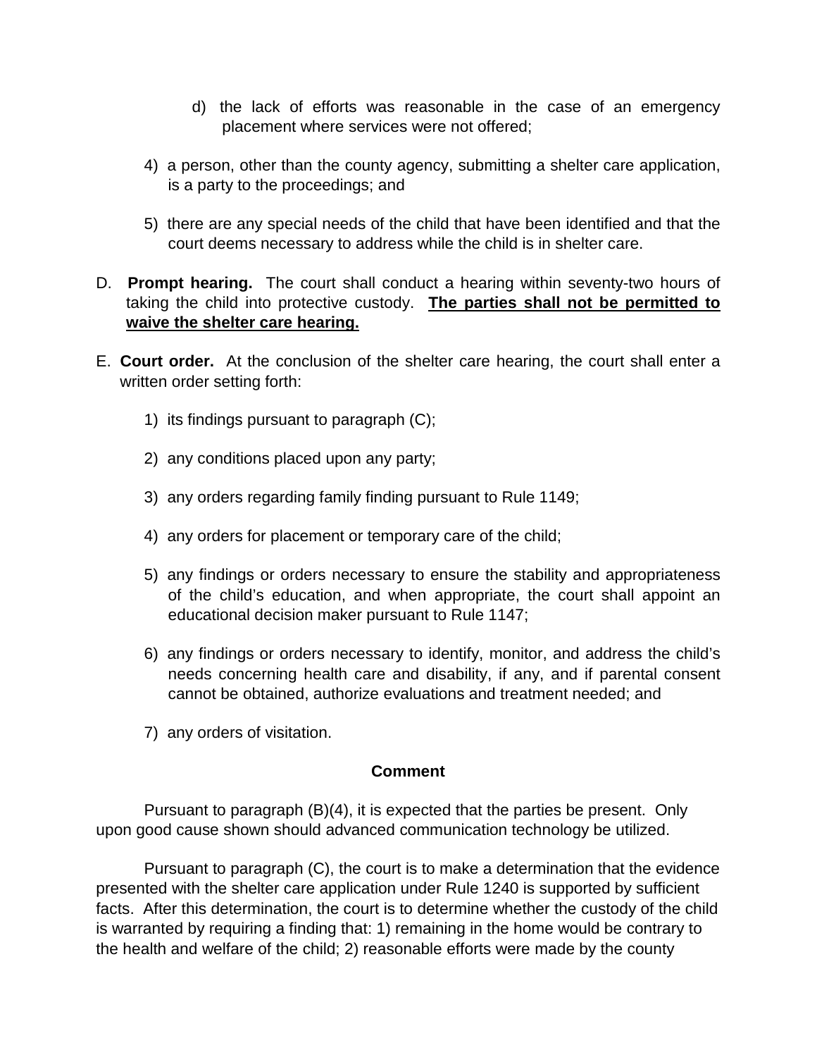d) the lack of efforts was reasonable in the case of an emergency placement where services were not offered;

4) a person, other than the county agency, submitting a shelter care application, is a party to the proceedings; and

5) there are any special needs of the child that have been identified and that the court deems necessary to address while the child is in shelter care.

D. **Prompt hearing.** The court shall conduct a hearing within seventy-two hours of taking the child into protective custody. <u>**The parties shall not be permitted to waive the shelter care hearing.**</u>

E. **Court order.** At the conclusion of the shelter care hearing, the court shall enter a written order setting forth:

1) its findings pursuant to paragraph (C);

2) any conditions placed upon any party;

3) any orders regarding family finding pursuant to Rule 1149;

4) any orders for placement or temporary care of the child;

5) any findings or orders necessary to ensure the stability and appropriateness of the child's education, and when appropriate, the court shall appoint an educational decision maker pursuant to Rule 1147;

6) any findings or orders necessary to identify, monitor, and address the child's needs concerning health care and disability, if any, and if parental consent cannot be obtained, authorize evaluations and treatment needed; and

7) any orders of visitation.

**Comment**

Pursuant to paragraph (B)(4), it is expected that the parties be present. Only upon good cause shown should advanced communication technology be utilized.

Pursuant to paragraph (C), the court is to make a determination that the evidence presented with the shelter care application under Rule 1240 is supported by sufficient facts. After this determination, the court is to determine whether the custody of the child is warranted by requiring a finding that: 1) remaining in the home would be contrary to the health and welfare of the child; 2) reasonable efforts were made by the county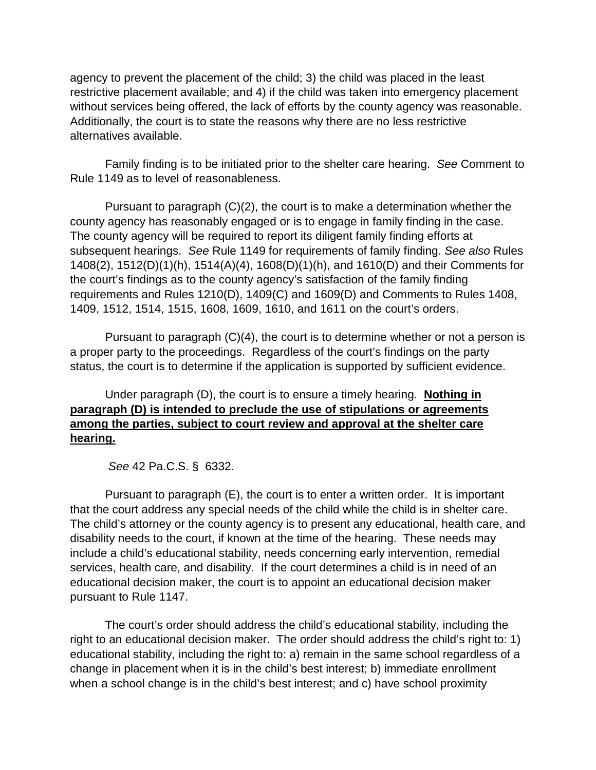agency to prevent the placement of the child; 3) the child was placed in the least restrictive placement available; and 4) if the child was taken into emergency placement without services being offered, the lack of efforts by the county agency was reasonable. Additionally, the court is to state the reasons why there are no less restrictive alternatives available.

Family finding is to be initiated prior to the shelter care hearing. *See* Comment to Rule 1149 as to level of reasonableness.

Pursuant to paragraph (C)(2), the court is to make a determination whether the county agency has reasonably engaged or is to engage in family finding in the case. The county agency will be required to report its diligent family finding efforts at subsequent hearings. *See* Rule 1149 for requirements of family finding. *See also* Rules 1408(2), 1512(D)(1)(h), 1514(A)(4), 1608(D)(1)(h), and 1610(D) and their Comments for the court's findings as to the county agency's satisfaction of the family finding requirements and Rules 1210(D), 1409(C) and 1609(D) and Comments to Rules 1408, 1409, 1512, 1514, 1515, 1608, 1609, 1610, and 1611 on the court's orders.

Pursuant to paragraph (C)(4), the court is to determine whether or not a person is a proper party to the proceedings. Regardless of the court's findings on the party status, the court is to determine if the application is supported by sufficient evidence.

Under paragraph (D), the court is to ensure a timely hearing. **Nothing in paragraph (D) is intended to preclude the use of stipulations or agreements among the parties, subject to court review and approval at the shelter care hearing.**

*See* 42 Pa.C.S. § 6332.

Pursuant to paragraph (E), the court is to enter a written order. It is important that the court address any special needs of the child while the child is in shelter care. The child's attorney or the county agency is to present any educational, health care, and disability needs to the court, if known at the time of the hearing. These needs may include a child's educational stability, needs concerning early intervention, remedial services, health care, and disability. If the court determines a child is in need of an educational decision maker, the court is to appoint an educational decision maker pursuant to Rule 1147.

The court's order should address the child's educational stability, including the right to an educational decision maker. The order should address the child's right to: 1) educational stability, including the right to: a) remain in the same school regardless of a change in placement when it is in the child's best interest; b) immediate enrollment when a school change is in the child's best interest; and c) have school proximity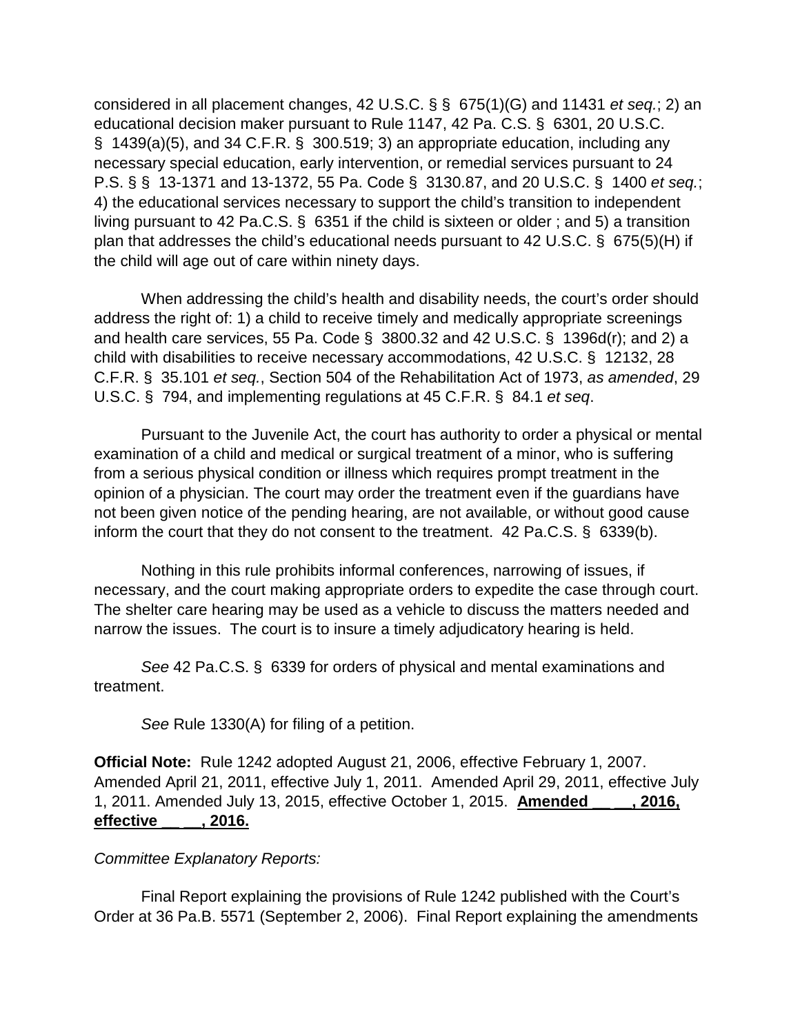considered in all placement changes, 42 U.S.C. § § 675(1)(G) and 11431 *et seq.*; 2) an educational decision maker pursuant to Rule 1147, 42 Pa. C.S. § 6301, 20 U.S.C. § 1439(a)(5), and 34 C.F.R. § 300.519; 3) an appropriate education, including any necessary special education, early intervention, or remedial services pursuant to 24 P.S. § § 13-1371 and 13-1372, 55 Pa. Code § 3130.87, and 20 U.S.C. § 1400 *et seq.*; 4) the educational services necessary to support the child's transition to independent living pursuant to 42 Pa.C.S. § 6351 if the child is sixteen or older ; and 5) a transition plan that addresses the child's educational needs pursuant to 42 U.S.C. § 675(5)(H) if the child will age out of care within ninety days.

When addressing the child's health and disability needs, the court's order should address the right of: 1) a child to receive timely and medically appropriate screenings and health care services, 55 Pa. Code § 3800.32 and 42 U.S.C. § 1396d(r); and 2) a child with disabilities to receive necessary accommodations, 42 U.S.C. § 12132, 28 C.F.R. § 35.101 *et seq.*, Section 504 of the Rehabilitation Act of 1973, *as amended*, 29 U.S.C. § 794, and implementing regulations at 45 C.F.R. § 84.1 *et seq*.

Pursuant to the Juvenile Act, the court has authority to order a physical or mental examination of a child and medical or surgical treatment of a minor, who is suffering from a serious physical condition or illness which requires prompt treatment in the opinion of a physician. The court may order the treatment even if the guardians have not been given notice of the pending hearing, are not available, or without good cause inform the court that they do not consent to the treatment. 42 Pa.C.S. § 6339(b).

Nothing in this rule prohibits informal conferences, narrowing of issues, if necessary, and the court making appropriate orders to expedite the case through court. The shelter care hearing may be used as a vehicle to discuss the matters needed and narrow the issues. The court is to insure a timely adjudicatory hearing is held.

*See* 42 Pa.C.S. § 6339 for orders of physical and mental examinations and treatment.

*See* Rule 1330(A) for filing of a petition.

**Official Note:** Rule 1242 adopted August 21, 2006, effective February 1, 2007. Amended April 21, 2011, effective July 1, 2011. Amended April 29, 2011, effective July 1, 2011. Amended July 13, 2015, effective October 1, 2015. **Amended __ __, 2016, effective __ __, 2016.**

*Committee Explanatory Reports:*

Final Report explaining the provisions of Rule 1242 published with the Court's Order at 36 Pa.B. 5571 (September 2, 2006). Final Report explaining the amendments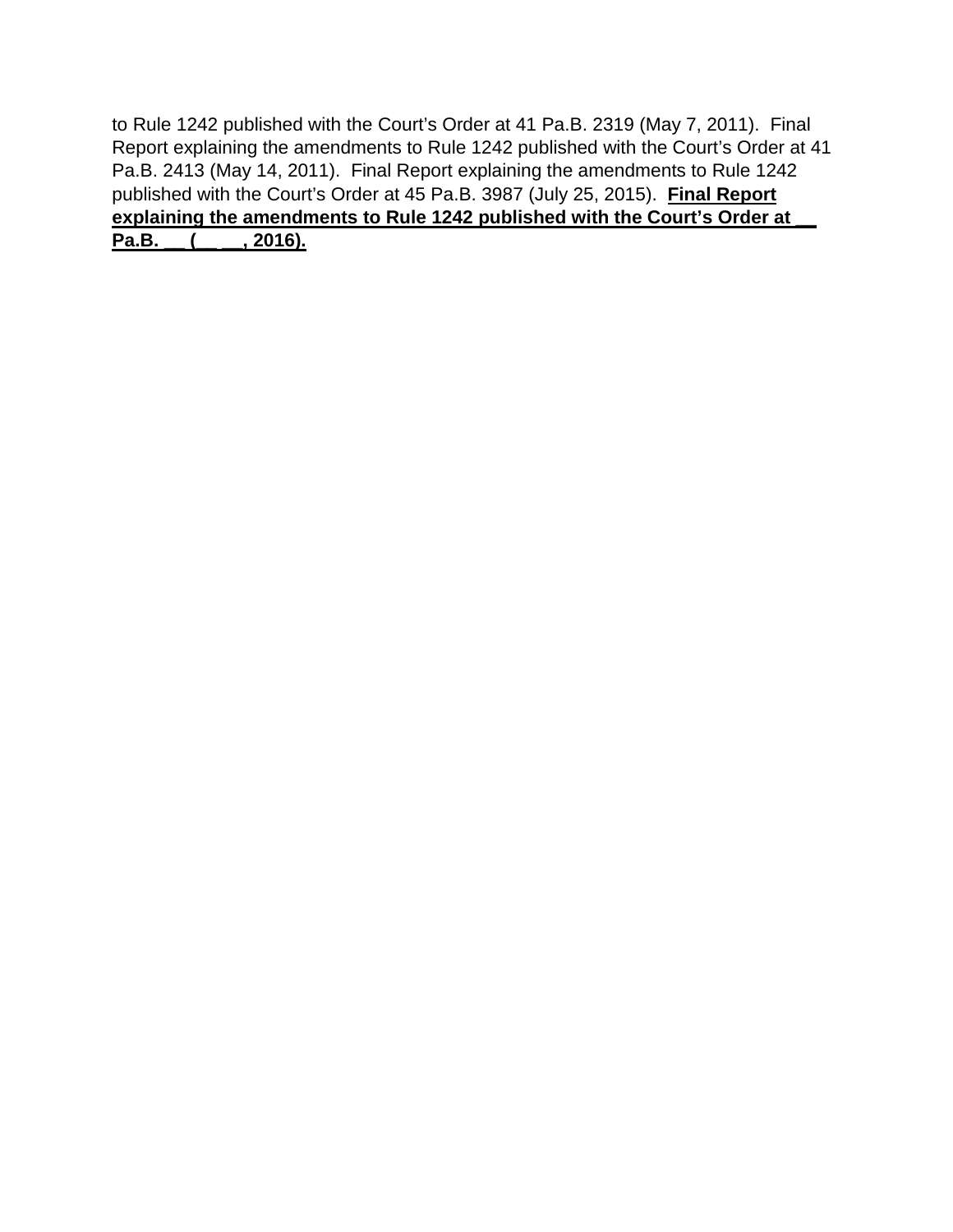to Rule 1242 published with the Court's Order at 41 Pa.B. 2319 (May 7, 2011). Final Report explaining the amendments to Rule 1242 published with the Court's Order at 41 Pa.B. 2413 (May 14, 2011). Final Report explaining the amendments to Rule 1242 published with the Court's Order at 45 Pa.B. 3987 (July 25, 2015). **Final Report explaining the amendments to Rule 1242 published with the Court's Order at __ Pa.B. __ (__ __, 2016).**